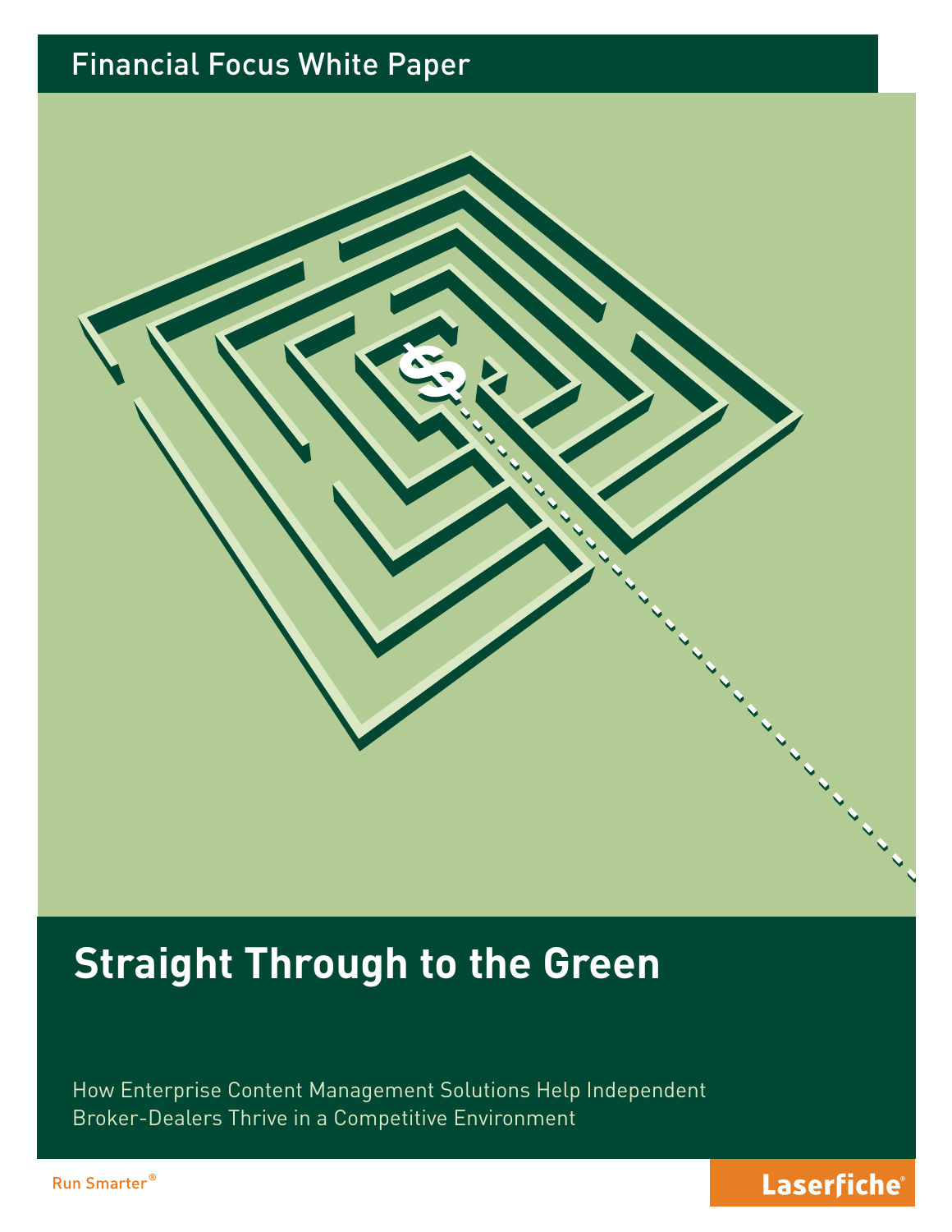Financial Focus White Paper

# Straight Through to the Green

How Enterprise Content Management Solutions Help Independent Broker-Dealers Thrive in a Competitive Environment

Run Smarter®

Laserfiche®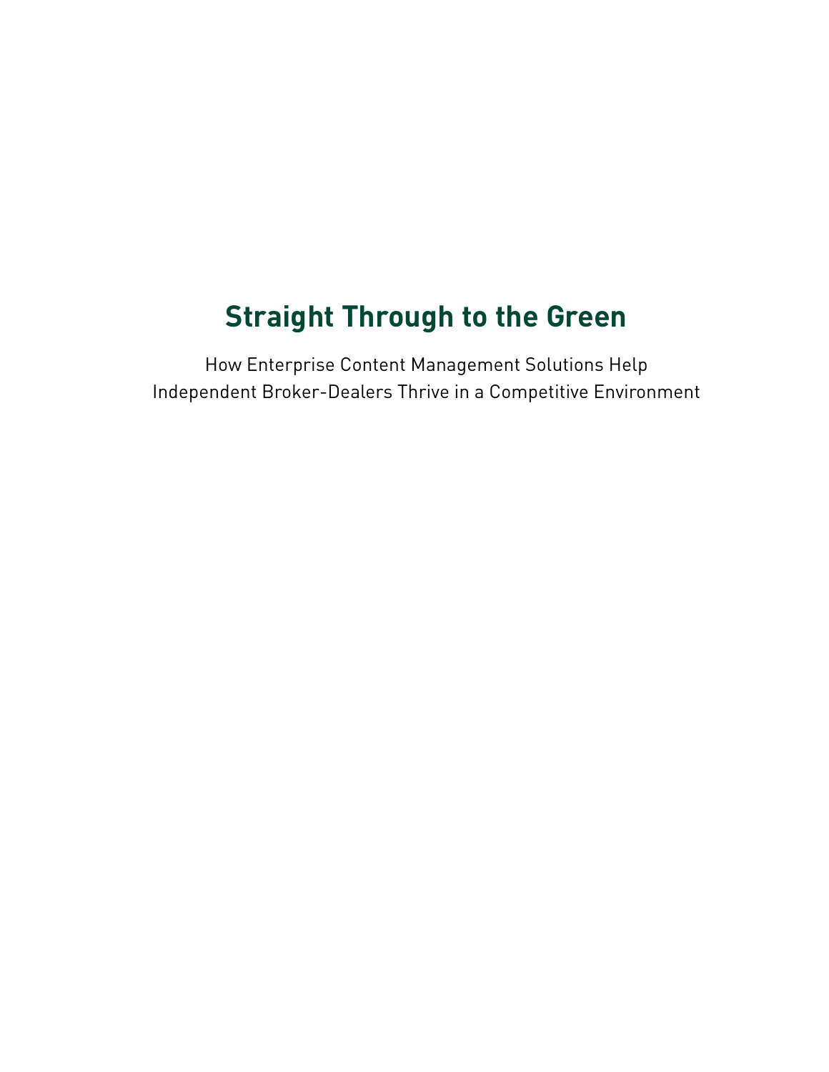# Straight Through to the Green

How Enterprise Content Management Solutions Help
Independent Broker-Dealers Thrive in a Competitive Environment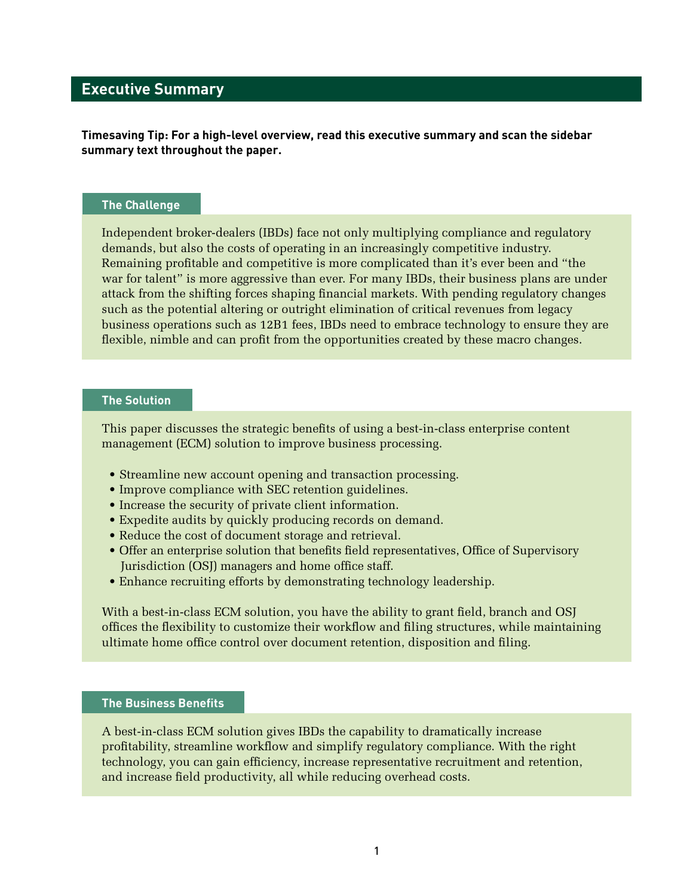## Executive Summary

**Timesaving Tip: For a high-level overview, read this executive summary and scan the sidebar summary text throughout the paper.**

### The Challenge

Independent broker-dealers (IBDs) face not only multiplying compliance and regulatory demands, but also the costs of operating in an increasingly competitive industry. Remaining profitable and competitive is more complicated than it's ever been and "the war for talent" is more aggressive than ever. For many IBDs, their business plans are under attack from the shifting forces shaping financial markets. With pending regulatory changes such as the potential altering or outright elimination of critical revenues from legacy business operations such as 12B1 fees, IBDs need to embrace technology to ensure they are flexible, nimble and can profit from the opportunities created by these macro changes.

### The Solution

This paper discusses the strategic benefits of using a best-in-class enterprise content management (ECM) solution to improve business processing.

- Streamline new account opening and transaction processing.
- Improve compliance with SEC retention guidelines.
- Increase the security of private client information.
- Expedite audits by quickly producing records on demand.
- Reduce the cost of document storage and retrieval.
- Offer an enterprise solution that benefits field representatives, Office of Supervisory Jurisdiction (OSJ) managers and home office staff.
- Enhance recruiting efforts by demonstrating technology leadership.

With a best-in-class ECM solution, you have the ability to grant field, branch and OSJ offices the flexibility to customize their workflow and filing structures, while maintaining ultimate home office control over document retention, disposition and filing.

### The Business Benefits

A best-in-class ECM solution gives IBDs the capability to dramatically increase profitability, streamline workflow and simplify regulatory compliance. With the right technology, you can gain efficiency, increase representative recruitment and retention, and increase field productivity, all while reducing overhead costs.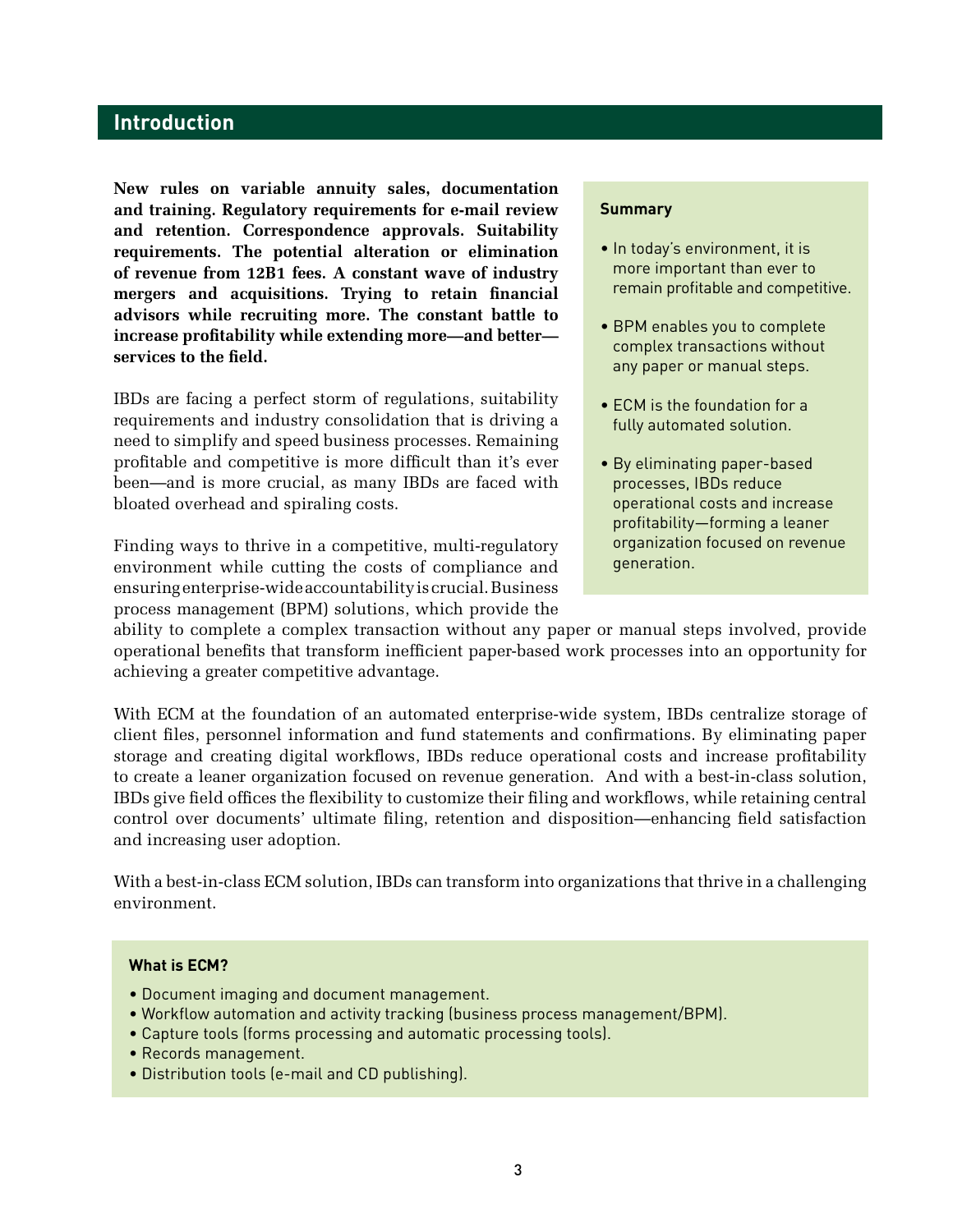## Introduction

**New rules on variable annuity sales, documentation and training. Regulatory requirements for e-mail review and retention. Correspondence approvals. Suitability requirements. The potential alteration or elimination of revenue from 12B1 fees. A constant wave of industry mergers and acquisitions. Trying to retain financial advisors while recruiting more. The constant battle to increase profitability while extending more—and better—services to the field.**

IBDs are facing a perfect storm of regulations, suitability requirements and industry consolidation that is driving a need to simplify and speed business processes. Remaining profitable and competitive is more difficult than it's ever been—and is more crucial, as many IBDs are faced with bloated overhead and spiraling costs.

Finding ways to thrive in a competitive, multi-regulatory environment while cutting the costs of compliance and ensuring enterprise-wide accountability is crucial. Business process management (BPM) solutions, which provide the ability to complete a complex transaction without any paper or manual steps involved, provide operational benefits that transform inefficient paper-based work processes into an opportunity for achieving a greater competitive advantage.

With ECM at the foundation of an automated enterprise-wide system, IBDs centralize storage of client files, personnel information and fund statements and confirmations. By eliminating paper storage and creating digital workflows, IBDs reduce operational costs and increase profitability to create a leaner organization focused on revenue generation. And with a best-in-class solution, IBDs give field offices the flexibility to customize their filing and workflows, while retaining central control over documents' ultimate filing, retention and disposition—enhancing field satisfaction and increasing user adoption.

With a best-in-class ECM solution, IBDs can transform into organizations that thrive in a challenging environment.

**Summary**

- In today's environment, it is more important than ever to remain profitable and competitive.
- BPM enables you to complete complex transactions without any paper or manual steps.
- ECM is the foundation for a fully automated solution.
- By eliminating paper-based processes, IBDs reduce operational costs and increase profitability—forming a leaner organization focused on revenue generation.

**What is ECM?**

- Document imaging and document management.
- Workflow automation and activity tracking (business process management/BPM).
- Capture tools (forms processing and automatic processing tools).
- Records management.
- Distribution tools (e-mail and CD publishing).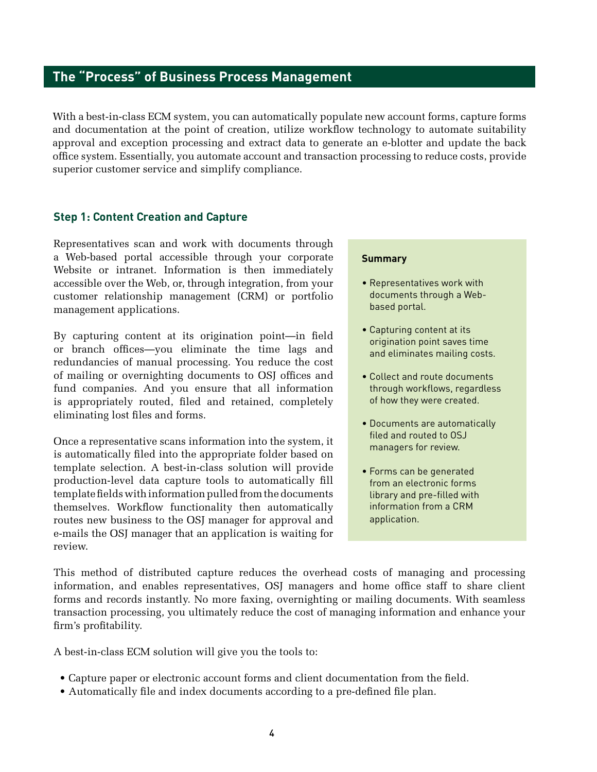## The "Process" of Business Process Management

With a best-in-class ECM system, you can automatically populate new account forms, capture forms and documentation at the point of creation, utilize workflow technology to automate suitability approval and exception processing and extract data to generate an e-blotter and update the back office system. Essentially, you automate account and transaction processing to reduce costs, provide superior customer service and simplify compliance.

### Step 1: Content Creation and Capture

Representatives scan and work with documents through a Web-based portal accessible through your corporate Website or intranet. Information is then immediately accessible over the Web, or, through integration, from your customer relationship management (CRM) or portfolio management applications.

By capturing content at its origination point—in field or branch offices—you eliminate the time lags and redundancies of manual processing. You reduce the cost of mailing or overnighting documents to OSJ offices and fund companies. And you ensure that all information is appropriately routed, filed and retained, completely eliminating lost files and forms.

Once a representative scans information into the system, it is automatically filed into the appropriate folder based on template selection. A best-in-class solution will provide production-level data capture tools to automatically fill template fields with information pulled from the documents themselves. Workflow functionality then automatically routes new business to the OSJ manager for approval and e-mails the OSJ manager that an application is waiting for review.

**Summary**

- Representatives work with documents through a Web-based portal.
- Capturing content at its origination point saves time and eliminates mailing costs.
- Collect and route documents through workflows, regardless of how they were created.
- Documents are automatically filed and routed to OSJ managers for review.
- Forms can be generated from an electronic forms library and pre-filled with information from a CRM application.

This method of distributed capture reduces the overhead costs of managing and processing information, and enables representatives, OSJ managers and home office staff to share client forms and records instantly. No more faxing, overnighting or mailing documents. With seamless transaction processing, you ultimately reduce the cost of managing information and enhance your firm's profitability.

A best-in-class ECM solution will give you the tools to:

- Capture paper or electronic account forms and client documentation from the field.
- Automatically file and index documents according to a pre-defined file plan.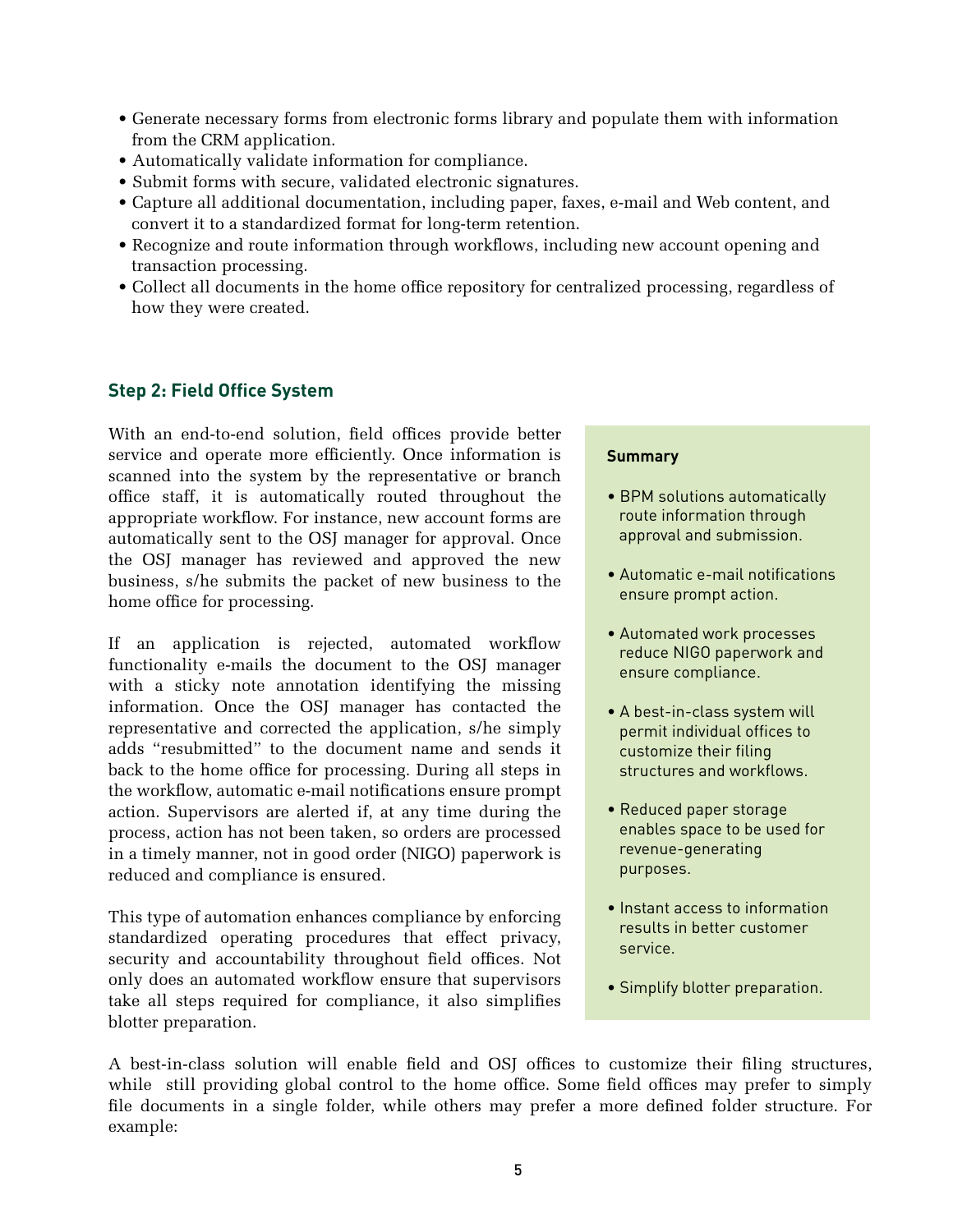- Generate necessary forms from electronic forms library and populate them with information from the CRM application.
- Automatically validate information for compliance.
- Submit forms with secure, validated electronic signatures.
- Capture all additional documentation, including paper, faxes, e-mail and Web content, and convert it to a standardized format for long-term retention.
- Recognize and route information through workflows, including new account opening and transaction processing.
- Collect all documents in the home office repository for centralized processing, regardless of how they were created.

## Step 2: Field Office System

With an end-to-end solution, field offices provide better service and operate more efficiently. Once information is scanned into the system by the representative or branch office staff, it is automatically routed throughout the appropriate workflow. For instance, new account forms are automatically sent to the OSJ manager for approval. Once the OSJ manager has reviewed and approved the new business, s/he submits the packet of new business to the home office for processing.

If an application is rejected, automated workflow functionality e-mails the document to the OSJ manager with a sticky note annotation identifying the missing information. Once the OSJ manager has contacted the representative and corrected the application, s/he simply adds "resubmitted" to the document name and sends it back to the home office for processing. During all steps in the workflow, automatic e-mail notifications ensure prompt action. Supervisors are alerted if, at any time during the process, action has not been taken, so orders are processed in a timely manner, not in good order (NIGO) paperwork is reduced and compliance is ensured.

This type of automation enhances compliance by enforcing standardized operating procedures that effect privacy, security and accountability throughout field offices. Not only does an automated workflow ensure that supervisors take all steps required for compliance, it also simplifies blotter preparation.

**Summary**

- BPM solutions automatically route information through approval and submission.
- Automatic e-mail notifications ensure prompt action.
- Automated work processes reduce NIGO paperwork and ensure compliance.
- A best-in-class system will permit individual offices to customize their filing structures and workflows.
- Reduced paper storage enables space to be used for revenue-generating purposes.
- Instant access to information results in better customer service.
- Simplify blotter preparation.

A best-in-class solution will enable field and OSJ offices to customize their filing structures, while still providing global control to the home office. Some field offices may prefer to simply file documents in a single folder, while others may prefer a more defined folder structure. For example: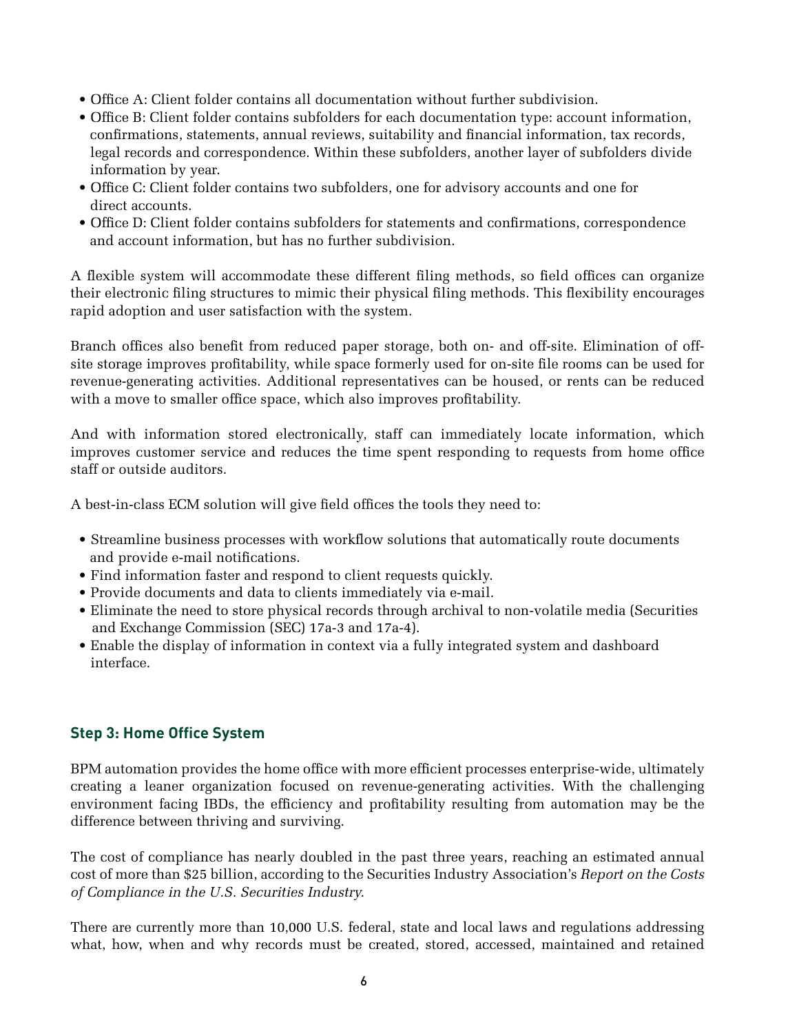- Office A: Client folder contains all documentation without further subdivision.
- Office B: Client folder contains subfolders for each documentation type: account information, confirmations, statements, annual reviews, suitability and financial information, tax records, legal records and correspondence. Within these subfolders, another layer of subfolders divide information by year.
- Office C: Client folder contains two subfolders, one for advisory accounts and one for direct accounts.
- Office D: Client folder contains subfolders for statements and confirmations, correspondence and account information, but has no further subdivision.

A flexible system will accommodate these different filing methods, so field offices can organize their electronic filing structures to mimic their physical filing methods. This flexibility encourages rapid adoption and user satisfaction with the system.

Branch offices also benefit from reduced paper storage, both on- and off-site. Elimination of off-site storage improves profitability, while space formerly used for on-site file rooms can be used for revenue-generating activities. Additional representatives can be housed, or rents can be reduced with a move to smaller office space, which also improves profitability.

And with information stored electronically, staff can immediately locate information, which improves customer service and reduces the time spent responding to requests from home office staff or outside auditors.

A best-in-class ECM solution will give field offices the tools they need to:

- Streamline business processes with workflow solutions that automatically route documents and provide e-mail notifications.
- Find information faster and respond to client requests quickly.
- Provide documents and data to clients immediately via e-mail.
- Eliminate the need to store physical records through archival to non-volatile media (Securities and Exchange Commission (SEC) 17a-3 and 17a-4).
- Enable the display of information in context via a fully integrated system and dashboard interface.

### Step 3: Home Office System

BPM automation provides the home office with more efficient processes enterprise-wide, ultimately creating a leaner organization focused on revenue-generating activities. With the challenging environment facing IBDs, the efficiency and profitability resulting from automation may be the difference between thriving and surviving.

The cost of compliance has nearly doubled in the past three years, reaching an estimated annual cost of more than $25 billion, according to the Securities Industry Association's *Report on the Costs of Compliance in the U.S. Securities Industry.*

There are currently more than 10,000 U.S. federal, state and local laws and regulations addressing what, how, when and why records must be created, stored, accessed, maintained and retained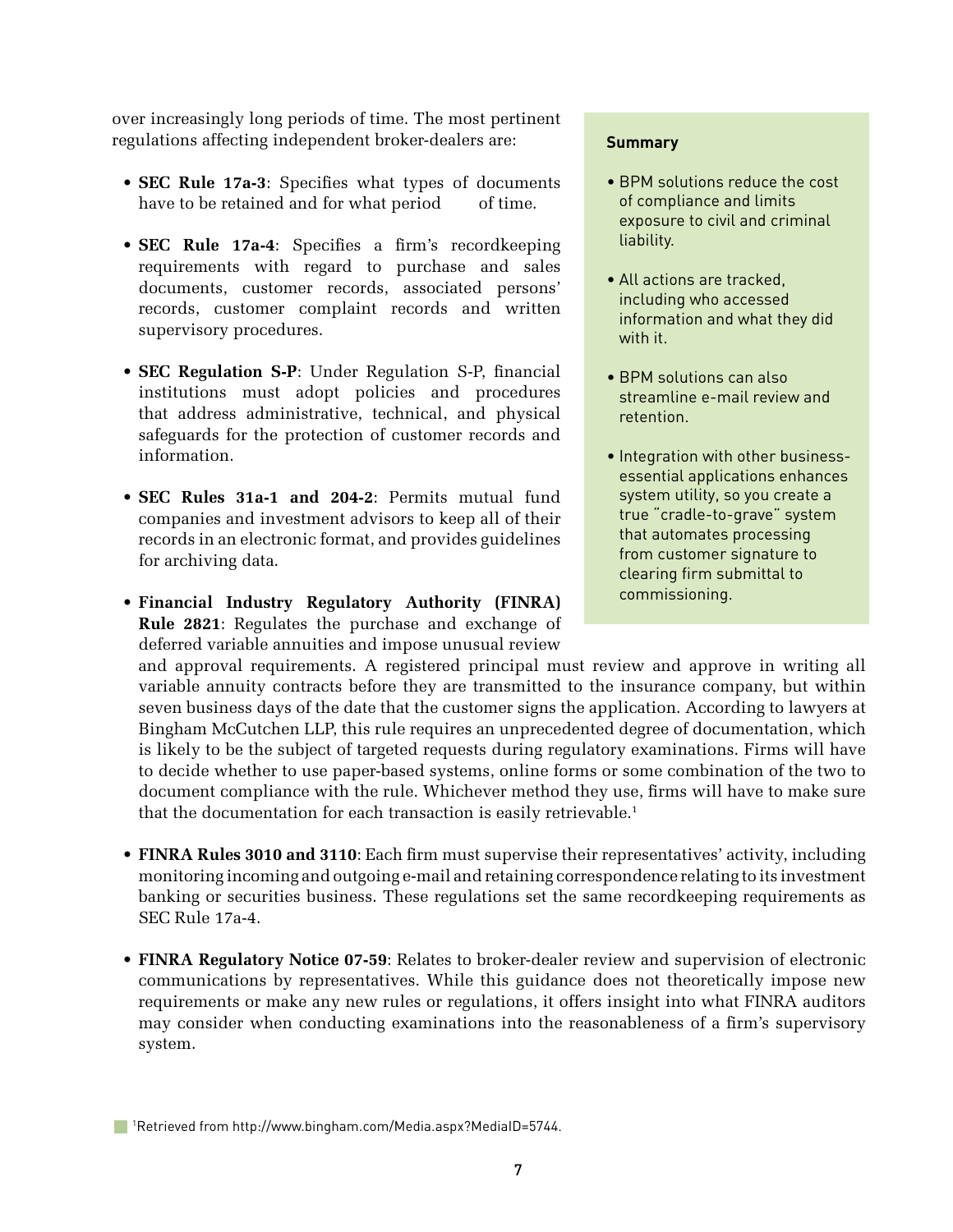over increasingly long periods of time. The most pertinent regulations affecting independent broker-dealers are:

- **SEC Rule 17a-3**: Specifies what types of documents have to be retained and for what period of time.
- **SEC Rule 17a-4**: Specifies a firm's recordkeeping requirements with regard to purchase and sales documents, customer records, associated persons' records, customer complaint records and written supervisory procedures.
- **SEC Regulation S-P**: Under Regulation S-P, financial institutions must adopt policies and procedures that address administrative, technical, and physical safeguards for the protection of customer records and information.
- **SEC Rules 31a-1 and 204-2**: Permits mutual fund companies and investment advisors to keep all of their records in an electronic format, and provides guidelines for archiving data.
- **Financial Industry Regulatory Authority (FINRA) Rule 2821**: Regulates the purchase and exchange of deferred variable annuities and impose unusual review and approval requirements. A registered principal must review and approve in writing all variable annuity contracts before they are transmitted to the insurance company, but within seven business days of the date that the customer signs the application. According to lawyers at Bingham McCutchen LLP, this rule requires an unprecedented degree of documentation, which is likely to be the subject of targeted requests during regulatory examinations. Firms will have to decide whether to use paper-based systems, online forms or some combination of the two to document compliance with the rule. Whichever method they use, firms will have to make sure that the documentation for each transaction is easily retrievable.[1]
- **FINRA Rules 3010 and 3110**: Each firm must supervise their representatives' activity, including monitoring incoming and outgoing e-mail and retaining correspondence relating to its investment banking or securities business. These regulations set the same recordkeeping requirements as SEC Rule 17a-4.
- **FINRA Regulatory Notice 07-59**: Relates to broker-dealer review and supervision of electronic communications by representatives. While this guidance does not theoretically impose new requirements or make any new rules or regulations, it offers insight into what FINRA auditors may consider when conducting examinations into the reasonableness of a firm's supervisory system.

**Summary**

- BPM solutions reduce the cost of compliance and limits exposure to civil and criminal liability.
- All actions are tracked, including who accessed information and what they did with it.
- BPM solutions can also streamline e-mail review and retention.
- Integration with other business-essential applications enhances system utility, so you create a true "cradle-to-grave" system that automates processing from customer signature to clearing firm submittal to commissioning.

[1]Retrieved from http://www.bingham.com/Media.aspx?MediaID=5744.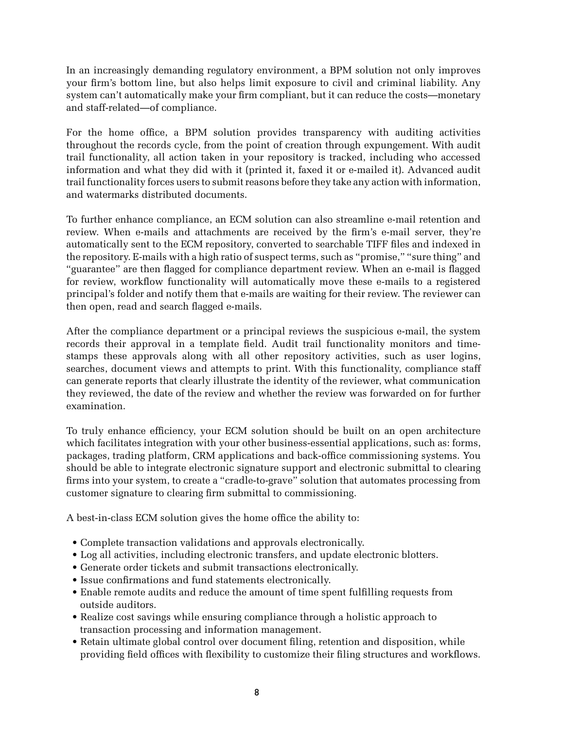In an increasingly demanding regulatory environment, a BPM solution not only improves your firm's bottom line, but also helps limit exposure to civil and criminal liability. Any system can't automatically make your firm compliant, but it can reduce the costs—monetary and staff-related—of compliance.

For the home office, a BPM solution provides transparency with auditing activities throughout the records cycle, from the point of creation through expungement. With audit trail functionality, all action taken in your repository is tracked, including who accessed information and what they did with it (printed it, faxed it or e-mailed it). Advanced audit trail functionality forces users to submit reasons before they take any action with information, and watermarks distributed documents.

To further enhance compliance, an ECM solution can also streamline e-mail retention and review. When e-mails and attachments are received by the firm's e-mail server, they're automatically sent to the ECM repository, converted to searchable TIFF files and indexed in the repository. E-mails with a high ratio of suspect terms, such as "promise," "sure thing" and "guarantee" are then flagged for compliance department review. When an e-mail is flagged for review, workflow functionality will automatically move these e-mails to a registered principal's folder and notify them that e-mails are waiting for their review. The reviewer can then open, read and search flagged e-mails.

After the compliance department or a principal reviews the suspicious e-mail, the system records their approval in a template field. Audit trail functionality monitors and time-stamps these approvals along with all other repository activities, such as user logins, searches, document views and attempts to print. With this functionality, compliance staff can generate reports that clearly illustrate the identity of the reviewer, what communication they reviewed, the date of the review and whether the review was forwarded on for further examination.

To truly enhance efficiency, your ECM solution should be built on an open architecture which facilitates integration with your other business-essential applications, such as: forms, packages, trading platform, CRM applications and back-office commissioning systems. You should be able to integrate electronic signature support and electronic submittal to clearing firms into your system, to create a "cradle-to-grave" solution that automates processing from customer signature to clearing firm submittal to commissioning.

A best-in-class ECM solution gives the home office the ability to:

- Complete transaction validations and approvals electronically.
- Log all activities, including electronic transfers, and update electronic blotters.
- Generate order tickets and submit transactions electronically.
- Issue confirmations and fund statements electronically.
- Enable remote audits and reduce the amount of time spent fulfilling requests from outside auditors.
- Realize cost savings while ensuring compliance through a holistic approach to transaction processing and information management.
- Retain ultimate global control over document filing, retention and disposition, while providing field offices with flexibility to customize their filing structures and workflows.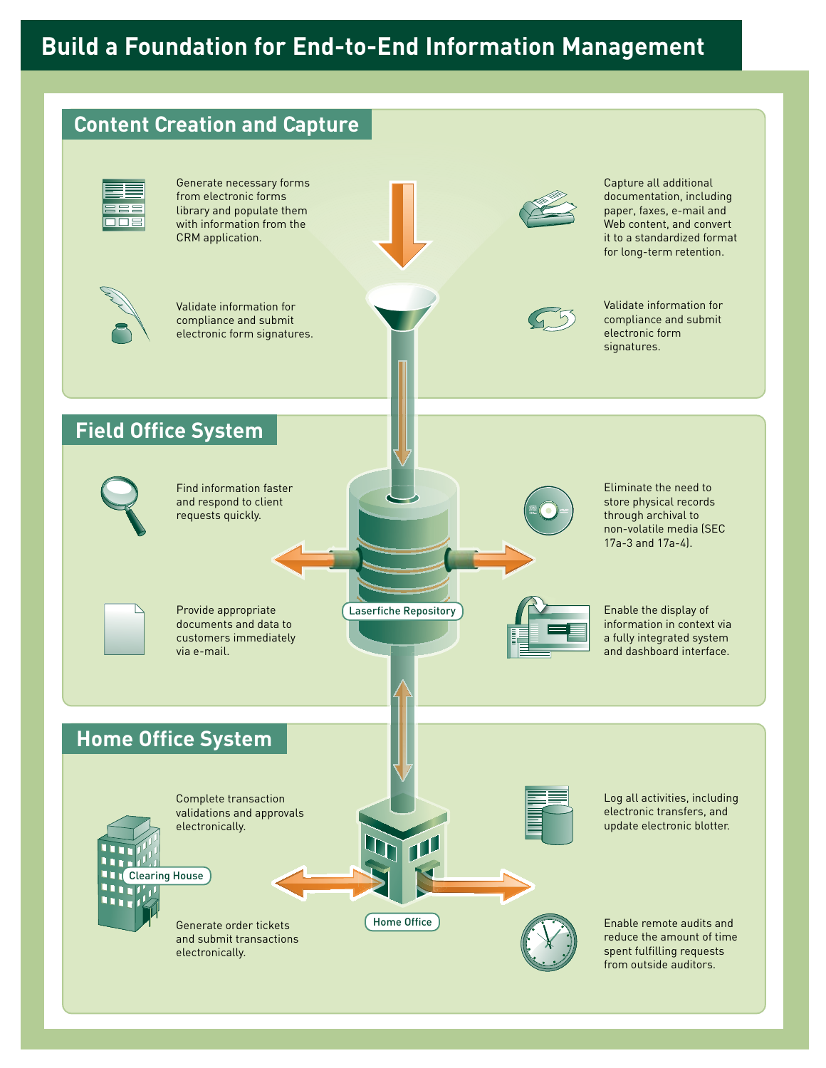# Build a Foundation for End-to-End Information Management

## Content Creation and Capture

Generate necessary forms from electronic forms library and populate them with information from the CRM application.

Validate information for compliance and submit electronic form signatures.

Capture all additional documentation, including paper, faxes, e-mail and Web content, and convert it to a standardized format for long-term retention.

Validate information for compliance and submit electronic form signatures.

## Field Office System

Find information faster and respond to client requests quickly.

Provide appropriate documents and data to customers immediately via e-mail.

Laserfiche Repository

Eliminate the need to store physical records through archival to non-volatile media (SEC 17a-3 and 17a-4).

Enable the display of information in context via a fully integrated system and dashboard interface.

## Home Office System

Complete transaction validations and approvals electronically.

Clearing House

Generate order tickets and submit transactions electronically.

Home Office

Log all activities, including electronic transfers, and update electronic blotter.

Enable remote audits and reduce the amount of time spent fulfilling requests from outside auditors.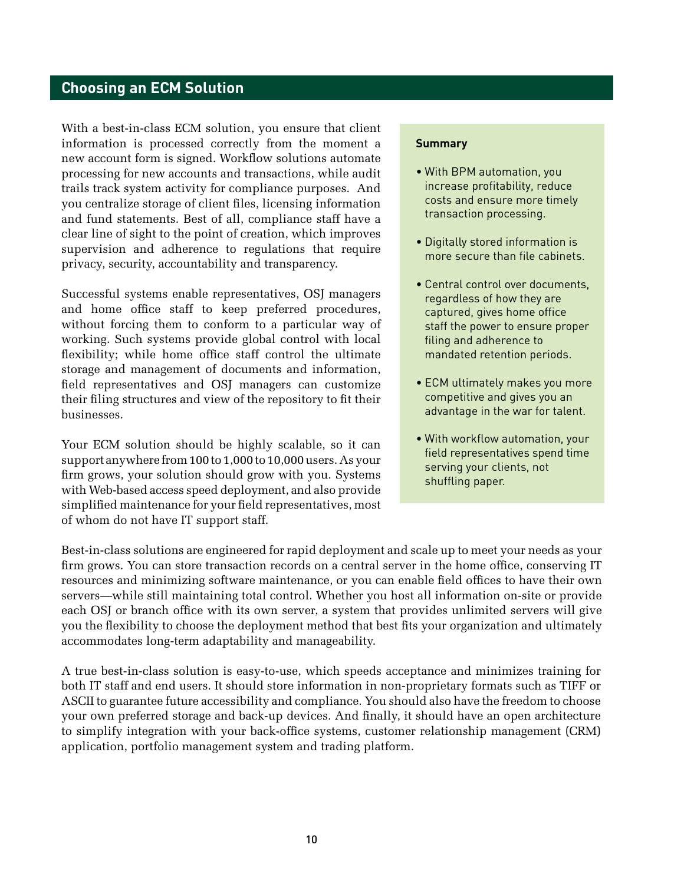## Choosing an ECM Solution

With a best-in-class ECM solution, you ensure that client information is processed correctly from the moment a new account form is signed. Workflow solutions automate processing for new accounts and transactions, while audit trails track system activity for compliance purposes. And you centralize storage of client files, licensing information and fund statements. Best of all, compliance staff have a clear line of sight to the point of creation, which improves supervision and adherence to regulations that require privacy, security, accountability and transparency.

Successful systems enable representatives, OSJ managers and home office staff to keep preferred procedures, without forcing them to conform to a particular way of working. Such systems provide global control with local flexibility; while home office staff control the ultimate storage and management of documents and information, field representatives and OSJ managers can customize their filing structures and view of the repository to fit their businesses.

Your ECM solution should be highly scalable, so it can support anywhere from 100 to 1,000 to 10,000 users. As your firm grows, your solution should grow with you. Systems with Web-based access speed deployment, and also provide simplified maintenance for your field representatives, most of whom do not have IT support staff.

**Summary**

- With BPM automation, you increase profitability, reduce costs and ensure more timely transaction processing.
- Digitally stored information is more secure than file cabinets.
- Central control over documents, regardless of how they are captured, gives home office staff the power to ensure proper filing and adherence to mandated retention periods.
- ECM ultimately makes you more competitive and gives you an advantage in the war for talent.
- With workflow automation, your field representatives spend time serving your clients, not shuffling paper.

Best-in-class solutions are engineered for rapid deployment and scale up to meet your needs as your firm grows. You can store transaction records on a central server in the home office, conserving IT resources and minimizing software maintenance, or you can enable field offices to have their own servers—while still maintaining total control. Whether you host all information on-site or provide each OSJ or branch office with its own server, a system that provides unlimited servers will give you the flexibility to choose the deployment method that best fits your organization and ultimately accommodates long-term adaptability and manageability.

A true best-in-class solution is easy-to-use, which speeds acceptance and minimizes training for both IT staff and end users. It should store information in non-proprietary formats such as TIFF or ASCII to guarantee future accessibility and compliance. You should also have the freedom to choose your own preferred storage and back-up devices. And finally, it should have an open architecture to simplify integration with your back-office systems, customer relationship management (CRM) application, portfolio management system and trading platform.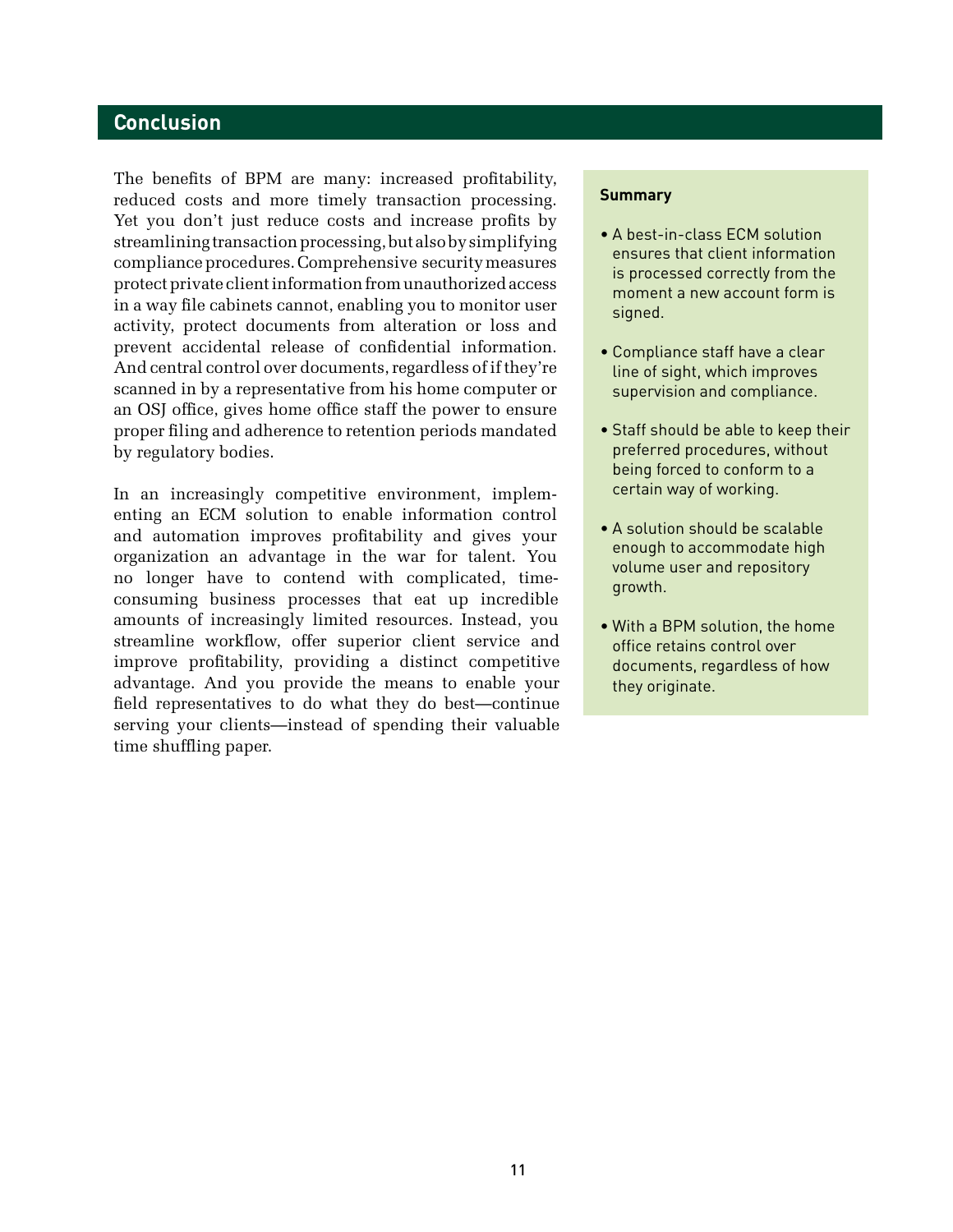## Conclusion

The benefits of BPM are many: increased profitability, reduced costs and more timely transaction processing. Yet you don't just reduce costs and increase profits by streamlining transaction processing, but also by simplifying compliance procedures. Comprehensive security measures protect private client information from unauthorized access in a way file cabinets cannot, enabling you to monitor user activity, protect documents from alteration or loss and prevent accidental release of confidential information. And central control over documents, regardless of if they're scanned in by a representative from his home computer or an OSJ office, gives home office staff the power to ensure proper filing and adherence to retention periods mandated by regulatory bodies.

In an increasingly competitive environment, implementing an ECM solution to enable information control and automation improves profitability and gives your organization an advantage in the war for talent. You no longer have to contend with complicated, time-consuming business processes that eat up incredible amounts of increasingly limited resources. Instead, you streamline workflow, offer superior client service and improve profitability, providing a distinct competitive advantage. And you provide the means to enable your field representatives to do what they do best—continue serving your clients—instead of spending their valuable time shuffling paper.

**Summary**

- A best-in-class ECM solution ensures that client information is processed correctly from the moment a new account form is signed.
- Compliance staff have a clear line of sight, which improves supervision and compliance.
- Staff should be able to keep their preferred procedures, without being forced to conform to a certain way of working.
- A solution should be scalable enough to accommodate high volume user and repository growth.
- With a BPM solution, the home office retains control over documents, regardless of how they originate.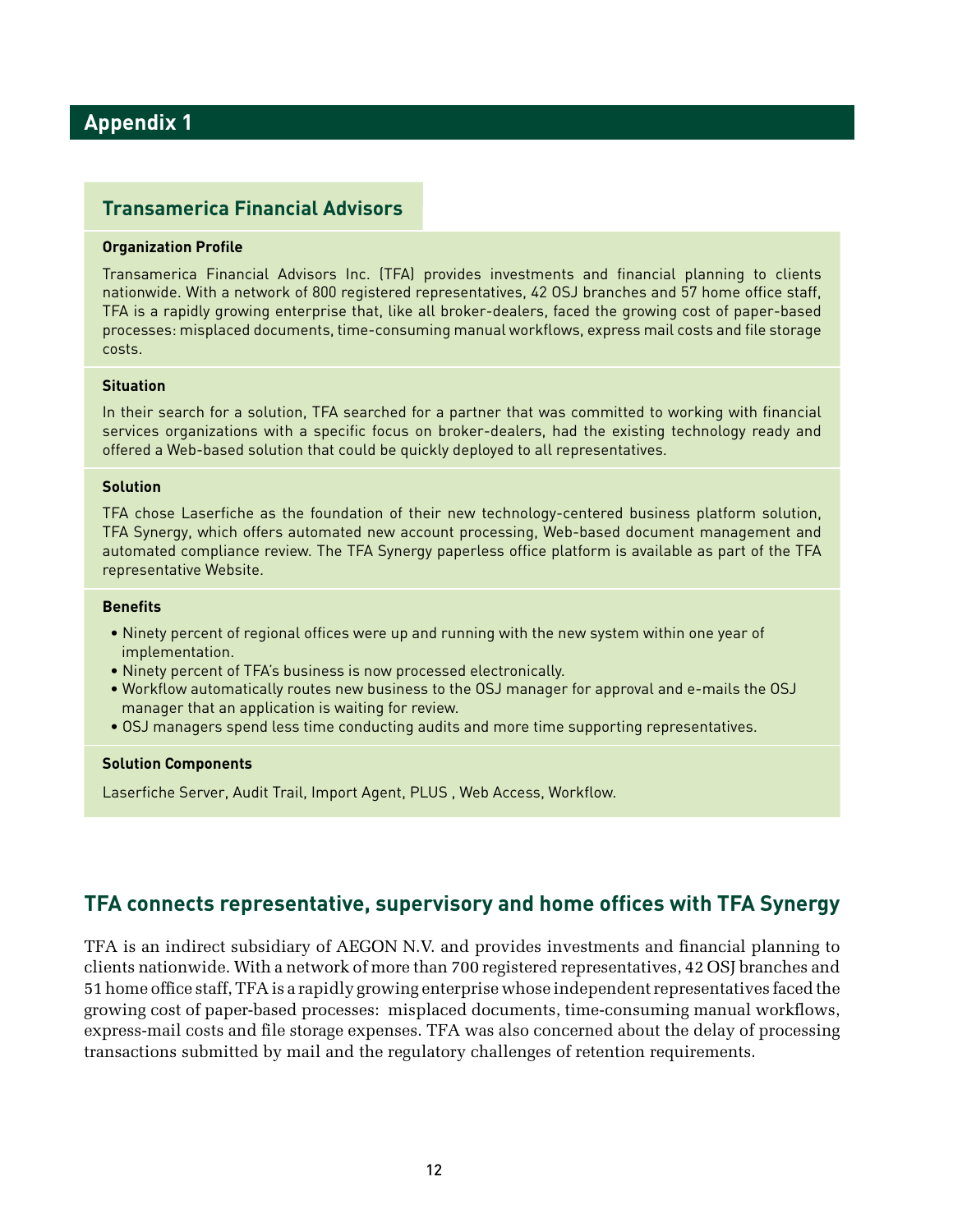# Appendix 1

## Transamerica Financial Advisors

**Organization Profile**

Transamerica Financial Advisors Inc. (TFA) provides investments and financial planning to clients nationwide. With a network of 800 registered representatives, 42 OSJ branches and 57 home office staff, TFA is a rapidly growing enterprise that, like all broker-dealers, faced the growing cost of paper-based processes: misplaced documents, time-consuming manual workflows, express mail costs and file storage costs.

**Situation**

In their search for a solution, TFA searched for a partner that was committed to working with financial services organizations with a specific focus on broker-dealers, had the existing technology ready and offered a Web-based solution that could be quickly deployed to all representatives.

**Solution**

TFA chose Laserfiche as the foundation of their new technology-centered business platform solution, TFA Synergy, which offers automated new account processing, Web-based document management and automated compliance review. The TFA Synergy paperless office platform is available as part of the TFA representative Website.

**Benefits**

- Ninety percent of regional offices were up and running with the new system within one year of implementation.
- Ninety percent of TFA's business is now processed electronically.
- Workflow automatically routes new business to the OSJ manager for approval and e-mails the OSJ manager that an application is waiting for review.
- OSJ managers spend less time conducting audits and more time supporting representatives.

**Solution Components**

Laserfiche Server, Audit Trail, Import Agent, PLUS , Web Access, Workflow.

## TFA connects representative, supervisory and home offices with TFA Synergy

TFA is an indirect subsidiary of AEGON N.V. and provides investments and financial planning to clients nationwide. With a network of more than 700 registered representatives, 42 OSJ branches and 51 home office staff, TFA is a rapidly growing enterprise whose independent representatives faced the growing cost of paper-based processes: misplaced documents, time-consuming manual workflows, express-mail costs and file storage expenses. TFA was also concerned about the delay of processing transactions submitted by mail and the regulatory challenges of retention requirements.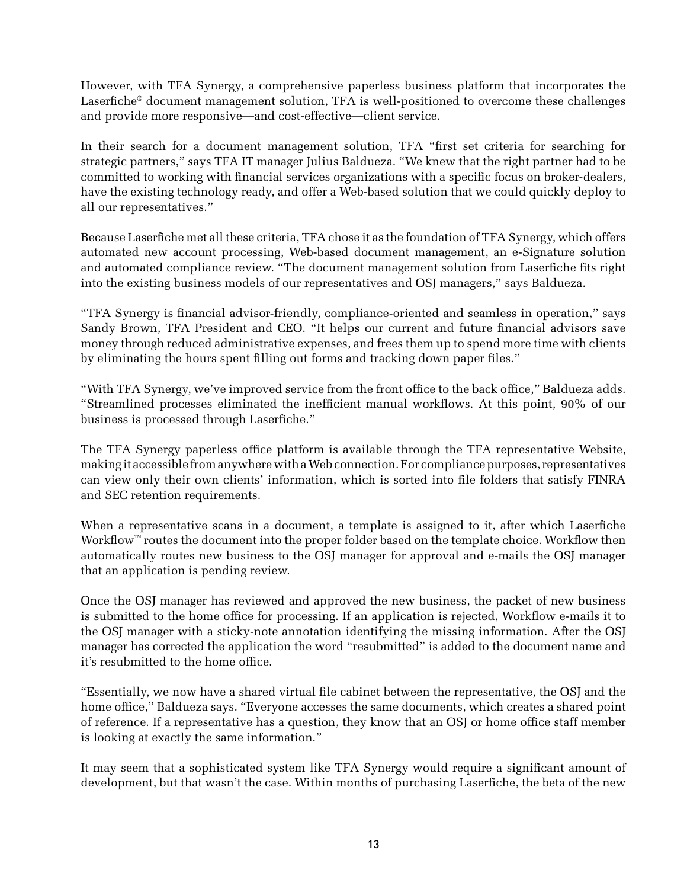However, with TFA Synergy, a comprehensive paperless business platform that incorporates the Laserfiche® document management solution, TFA is well-positioned to overcome these challenges and provide more responsive—and cost-effective—client service.

In their search for a document management solution, TFA "first set criteria for searching for strategic partners," says TFA IT manager Julius Baldueza. "We knew that the right partner had to be committed to working with financial services organizations with a specific focus on broker-dealers, have the existing technology ready, and offer a Web-based solution that we could quickly deploy to all our representatives."

Because Laserfiche met all these criteria, TFA chose it as the foundation of TFA Synergy, which offers automated new account processing, Web-based document management, an e-Signature solution and automated compliance review. "The document management solution from Laserfiche fits right into the existing business models of our representatives and OSJ managers," says Baldueza.

"TFA Synergy is financial advisor-friendly, compliance-oriented and seamless in operation," says Sandy Brown, TFA President and CEO. "It helps our current and future financial advisors save money through reduced administrative expenses, and frees them up to spend more time with clients by eliminating the hours spent filling out forms and tracking down paper files."

"With TFA Synergy, we've improved service from the front office to the back office," Baldueza adds. "Streamlined processes eliminated the inefficient manual workflows. At this point, 90% of our business is processed through Laserfiche."

The TFA Synergy paperless office platform is available through the TFA representative Website, making it accessible from anywhere with a Web connection. For compliance purposes, representatives can view only their own clients' information, which is sorted into file folders that satisfy FINRA and SEC retention requirements.

When a representative scans in a document, a template is assigned to it, after which Laserfiche Workflow™ routes the document into the proper folder based on the template choice. Workflow then automatically routes new business to the OSJ manager for approval and e-mails the OSJ manager that an application is pending review.

Once the OSJ manager has reviewed and approved the new business, the packet of new business is submitted to the home office for processing. If an application is rejected, Workflow e-mails it to the OSJ manager with a sticky-note annotation identifying the missing information. After the OSJ manager has corrected the application the word "resubmitted" is added to the document name and it's resubmitted to the home office.

"Essentially, we now have a shared virtual file cabinet between the representative, the OSJ and the home office," Baldueza says. "Everyone accesses the same documents, which creates a shared point of reference. If a representative has a question, they know that an OSJ or home office staff member is looking at exactly the same information."

It may seem that a sophisticated system like TFA Synergy would require a significant amount of development, but that wasn't the case. Within months of purchasing Laserfiche, the beta of the new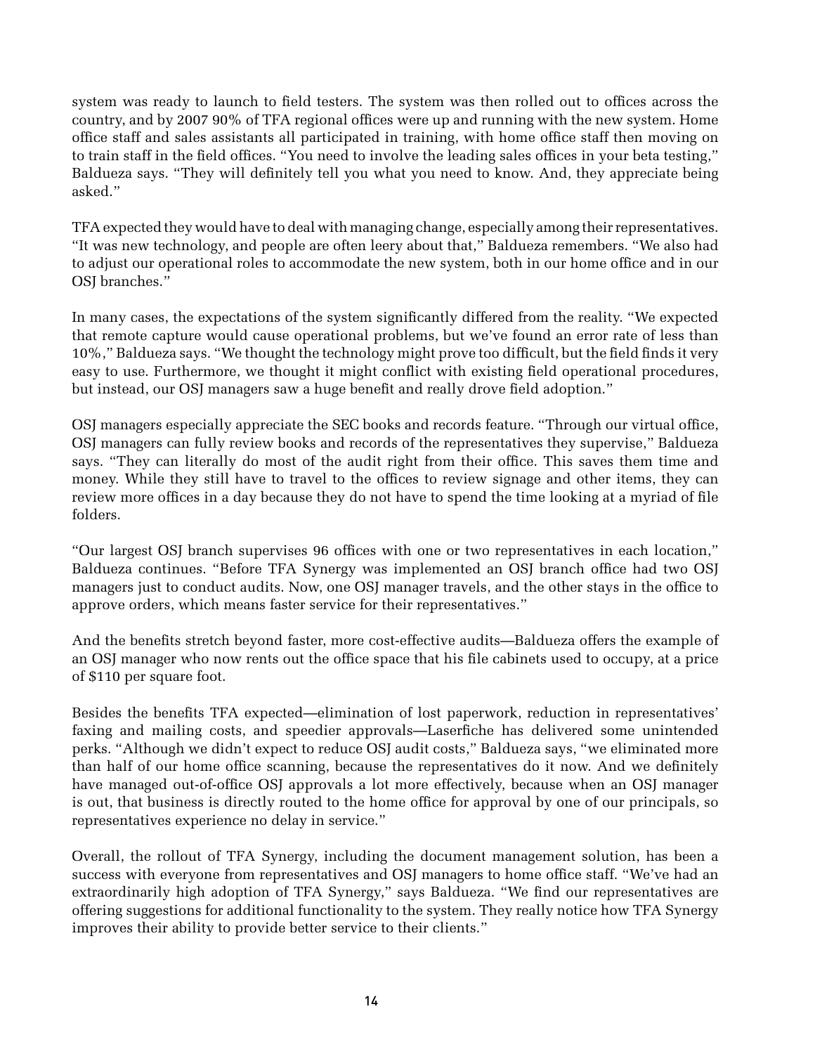system was ready to launch to field testers. The system was then rolled out to offices across the country, and by 2007 90% of TFA regional offices were up and running with the new system. Home office staff and sales assistants all participated in training, with home office staff then moving on to train staff in the field offices. "You need to involve the leading sales offices in your beta testing," Baldueza says. "They will definitely tell you what you need to know. And, they appreciate being asked."

TFA expected they would have to deal with managing change, especially among their representatives. "It was new technology, and people are often leery about that," Baldueza remembers. "We also had to adjust our operational roles to accommodate the new system, both in our home office and in our OSJ branches."

In many cases, the expectations of the system significantly differed from the reality. "We expected that remote capture would cause operational problems, but we've found an error rate of less than 10%," Baldueza says. "We thought the technology might prove too difficult, but the field finds it very easy to use. Furthermore, we thought it might conflict with existing field operational procedures, but instead, our OSJ managers saw a huge benefit and really drove field adoption."

OSJ managers especially appreciate the SEC books and records feature. "Through our virtual office, OSJ managers can fully review books and records of the representatives they supervise," Baldueza says. "They can literally do most of the audit right from their office. This saves them time and money. While they still have to travel to the offices to review signage and other items, they can review more offices in a day because they do not have to spend the time looking at a myriad of file folders.

"Our largest OSJ branch supervises 96 offices with one or two representatives in each location," Baldueza continues. "Before TFA Synergy was implemented an OSJ branch office had two OSJ managers just to conduct audits. Now, one OSJ manager travels, and the other stays in the office to approve orders, which means faster service for their representatives."

And the benefits stretch beyond faster, more cost-effective audits—Baldueza offers the example of an OSJ manager who now rents out the office space that his file cabinets used to occupy, at a price of $110 per square foot.

Besides the benefits TFA expected—elimination of lost paperwork, reduction in representatives' faxing and mailing costs, and speedier approvals—Laserfiche has delivered some unintended perks. "Although we didn't expect to reduce OSJ audit costs," Baldueza says, "we eliminated more than half of our home office scanning, because the representatives do it now. And we definitely have managed out-of-office OSJ approvals a lot more effectively, because when an OSJ manager is out, that business is directly routed to the home office for approval by one of our principals, so representatives experience no delay in service."

Overall, the rollout of TFA Synergy, including the document management solution, has been a success with everyone from representatives and OSJ managers to home office staff. "We've had an extraordinarily high adoption of TFA Synergy," says Baldueza. "We find our representatives are offering suggestions for additional functionality to the system. They really notice how TFA Synergy improves their ability to provide better service to their clients."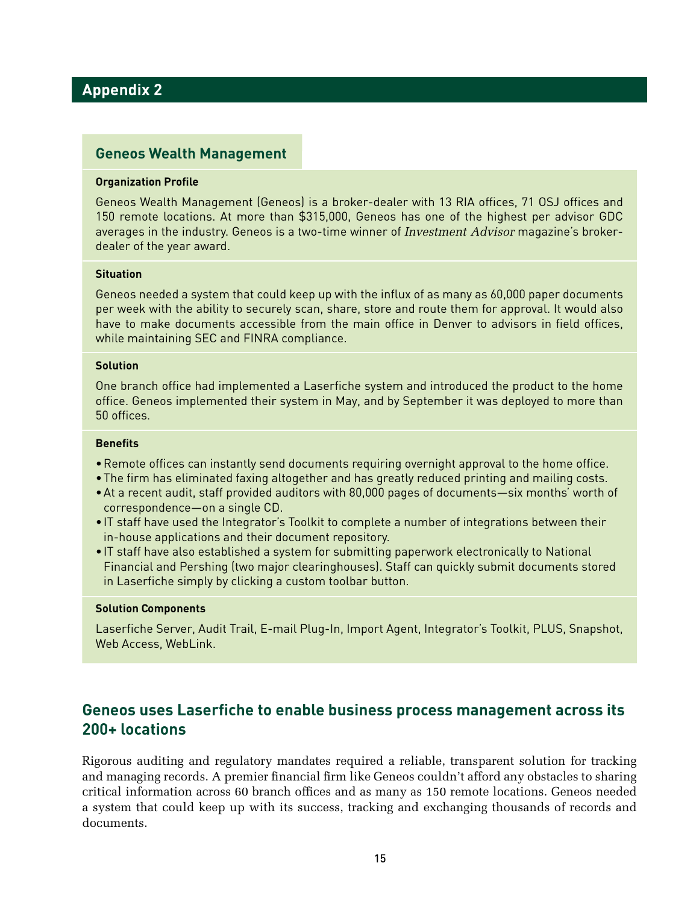## Appendix 2

### Geneos Wealth Management

**Organization Profile**

Geneos Wealth Management (Geneos) is a broker-dealer with 13 RIA offices, 71 OSJ offices and 150 remote locations. At more than $315,000, Geneos has one of the highest per advisor GDC averages in the industry. Geneos is a two-time winner of *Investment Advisor* magazine's broker-dealer of the year award.

**Situation**

Geneos needed a system that could keep up with the influx of as many as 60,000 paper documents per week with the ability to securely scan, share, store and route them for approval. It would also have to make documents accessible from the main office in Denver to advisors in field offices, while maintaining SEC and FINRA compliance.

**Solution**

One branch office had implemented a Laserfiche system and introduced the product to the home office. Geneos implemented their system in May, and by September it was deployed to more than 50 offices.

**Benefits**

- Remote offices can instantly send documents requiring overnight approval to the home office.
- The firm has eliminated faxing altogether and has greatly reduced printing and mailing costs.
- At a recent audit, staff provided auditors with 80,000 pages of documents—six months' worth of correspondence—on a single CD.
- IT staff have used the Integrator's Toolkit to complete a number of integrations between their in-house applications and their document repository.
- IT staff have also established a system for submitting paperwork electronically to National Financial and Pershing (two major clearinghouses). Staff can quickly submit documents stored in Laserfiche simply by clicking a custom toolbar button.

**Solution Components**

Laserfiche Server, Audit Trail, E-mail Plug-In, Import Agent, Integrator's Toolkit, PLUS, Snapshot, Web Access, WebLink.

### Geneos uses Laserfiche to enable business process management across its 200+ locations

Rigorous auditing and regulatory mandates required a reliable, transparent solution for tracking and managing records. A premier financial firm like Geneos couldn't afford any obstacles to sharing critical information across 60 branch offices and as many as 150 remote locations. Geneos needed a system that could keep up with its success, tracking and exchanging thousands of records and documents.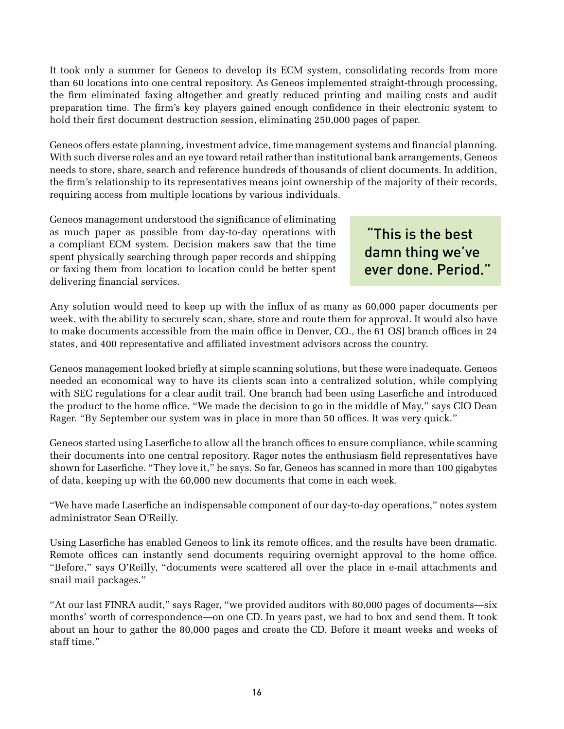It took only a summer for Geneos to develop its ECM system, consolidating records from more than 60 locations into one central repository. As Geneos implemented straight-through processing, the firm eliminated faxing altogether and greatly reduced printing and mailing costs and audit preparation time. The firm's key players gained enough confidence in their electronic system to hold their first document destruction session, eliminating 250,000 pages of paper.

Geneos offers estate planning, investment advice, time management systems and financial planning. With such diverse roles and an eye toward retail rather than institutional bank arrangements, Geneos needs to store, share, search and reference hundreds of thousands of client documents. In addition, the firm's relationship to its representatives means joint ownership of the majority of their records, requiring access from multiple locations by various individuals.

Geneos management understood the significance of eliminating as much paper as possible from day-to-day operations with a compliant ECM system. Decision makers saw that the time spent physically searching through paper records and shipping or faxing them from location to location could be better spent delivering financial services.

> "This is the best damn thing we've ever done. Period."

Any solution would need to keep up with the influx of as many as 60,000 paper documents per week, with the ability to securely scan, share, store and route them for approval. It would also have to make documents accessible from the main office in Denver, CO., the 61 OSJ branch offices in 24 states, and 400 representative and affiliated investment advisors across the country.

Geneos management looked briefly at simple scanning solutions, but these were inadequate. Geneos needed an economical way to have its clients scan into a centralized solution, while complying with SEC regulations for a clear audit trail. One branch had been using Laserfiche and introduced the product to the home office. "We made the decision to go in the middle of May," says CIO Dean Rager. "By September our system was in place in more than 50 offices. It was very quick."

Geneos started using Laserfiche to allow all the branch offices to ensure compliance, while scanning their documents into one central repository. Rager notes the enthusiasm field representatives have shown for Laserfiche. "They love it," he says. So far, Geneos has scanned in more than 100 gigabytes of data, keeping up with the 60,000 new documents that come in each week.

"We have made Laserfiche an indispensable component of our day-to-day operations," notes system administrator Sean O'Reilly.

Using Laserfiche has enabled Geneos to link its remote offices, and the results have been dramatic. Remote offices can instantly send documents requiring overnight approval to the home office. "Before," says O'Reilly, "documents were scattered all over the place in e-mail attachments and snail mail packages."

"At our last FINRA audit," says Rager, "we provided auditors with 80,000 pages of documents—six months' worth of correspondence—on one CD. In years past, we had to box and send them. It took about an hour to gather the 80,000 pages and create the CD. Before it meant weeks and weeks of staff time."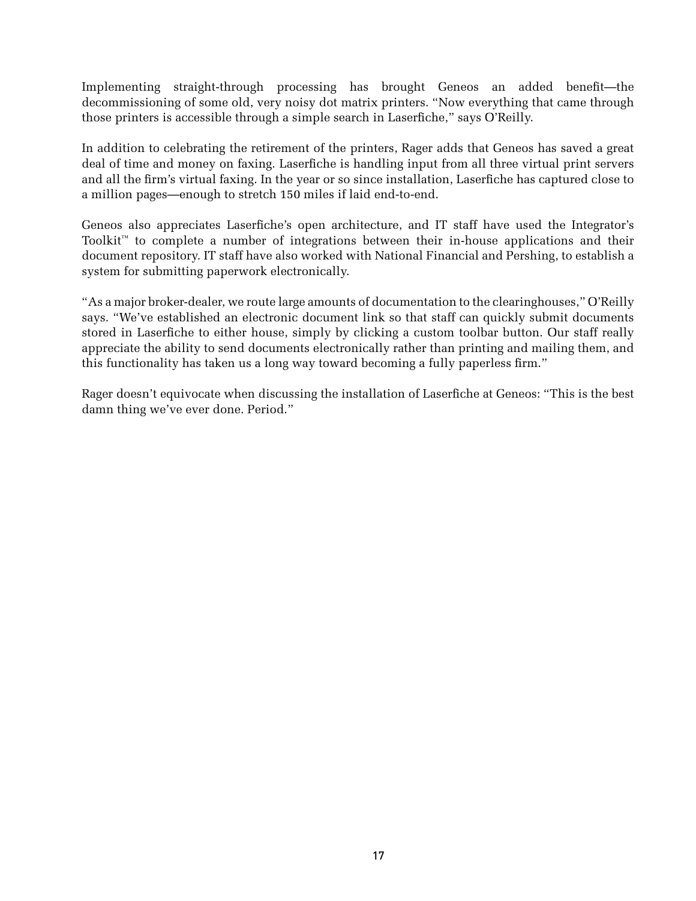Implementing straight-through processing has brought Geneos an added benefit—the decommissioning of some old, very noisy dot matrix printers. "Now everything that came through those printers is accessible through a simple search in Laserfiche," says O'Reilly.

In addition to celebrating the retirement of the printers, Rager adds that Geneos has saved a great deal of time and money on faxing. Laserfiche is handling input from all three virtual print servers and all the firm's virtual faxing. In the year or so since installation, Laserfiche has captured close to a million pages—enough to stretch 150 miles if laid end-to-end.

Geneos also appreciates Laserfiche's open architecture, and IT staff have used the Integrator's Toolkit™ to complete a number of integrations between their in-house applications and their document repository. IT staff have also worked with National Financial and Pershing, to establish a system for submitting paperwork electronically.

"As a major broker-dealer, we route large amounts of documentation to the clearinghouses," O'Reilly says. "We've established an electronic document link so that staff can quickly submit documents stored in Laserfiche to either house, simply by clicking a custom toolbar button. Our staff really appreciate the ability to send documents electronically rather than printing and mailing them, and this functionality has taken us a long way toward becoming a fully paperless firm."

Rager doesn't equivocate when discussing the installation of Laserfiche at Geneos: "This is the best damn thing we've ever done. Period."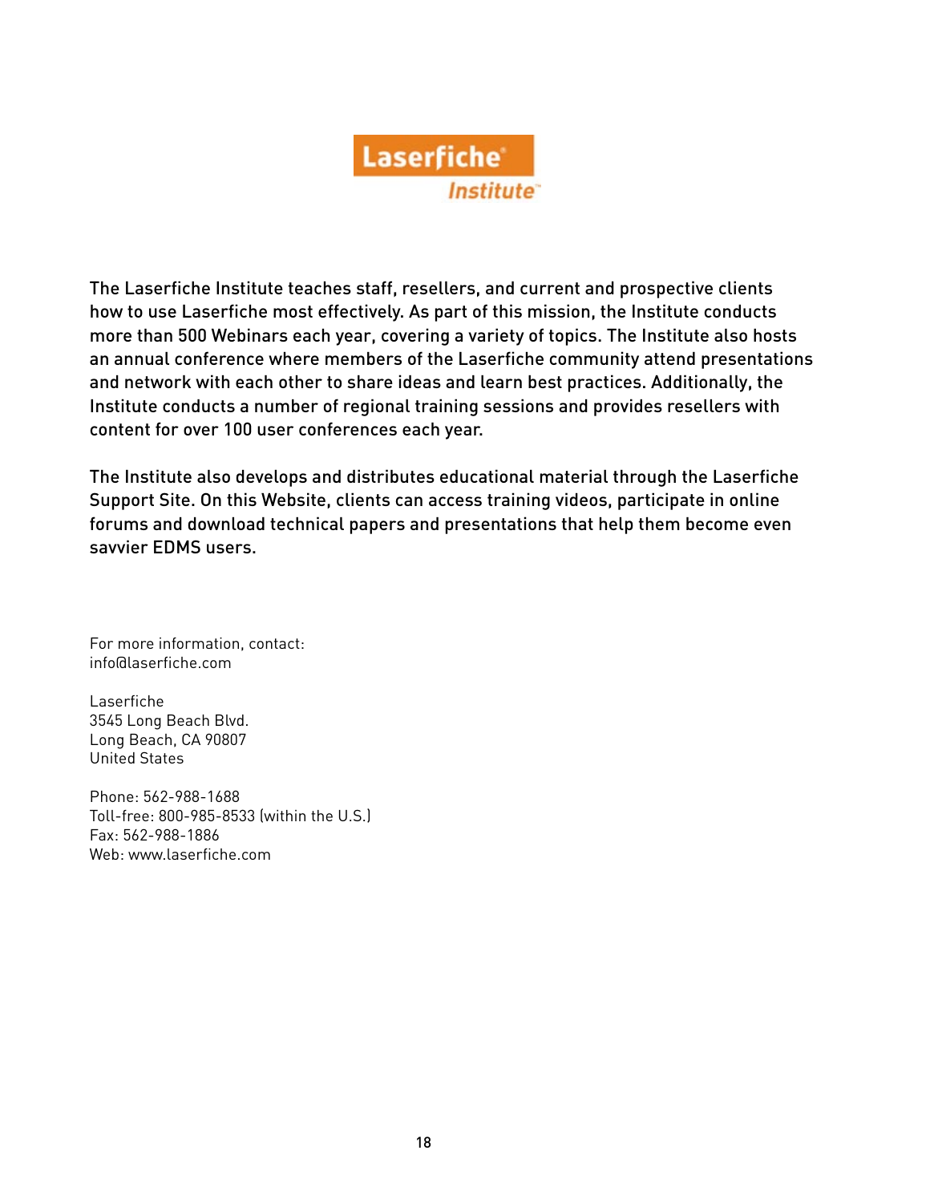Laserfiche® Institute™

The Laserfiche Institute teaches staff, resellers, and current and prospective clients how to use Laserfiche most effectively. As part of this mission, the Institute conducts more than 500 Webinars each year, covering a variety of topics. The Institute also hosts an annual conference where members of the Laserfiche community attend presentations and network with each other to share ideas and learn best practices. Additionally, the Institute conducts a number of regional training sessions and provides resellers with content for over 100 user conferences each year.

The Institute also develops and distributes educational material through the Laserfiche Support Site. On this Website, clients can access training videos, participate in online forums and download technical papers and presentations that help them become even savvier EDMS users.

For more information, contact:
info@laserfiche.com

Laserfiche
3545 Long Beach Blvd.
Long Beach, CA 90807
United States

Phone: 562-988-1688
Toll-free: 800-985-8533 (within the U.S.)
Fax: 562-988-1886
Web: www.laserfiche.com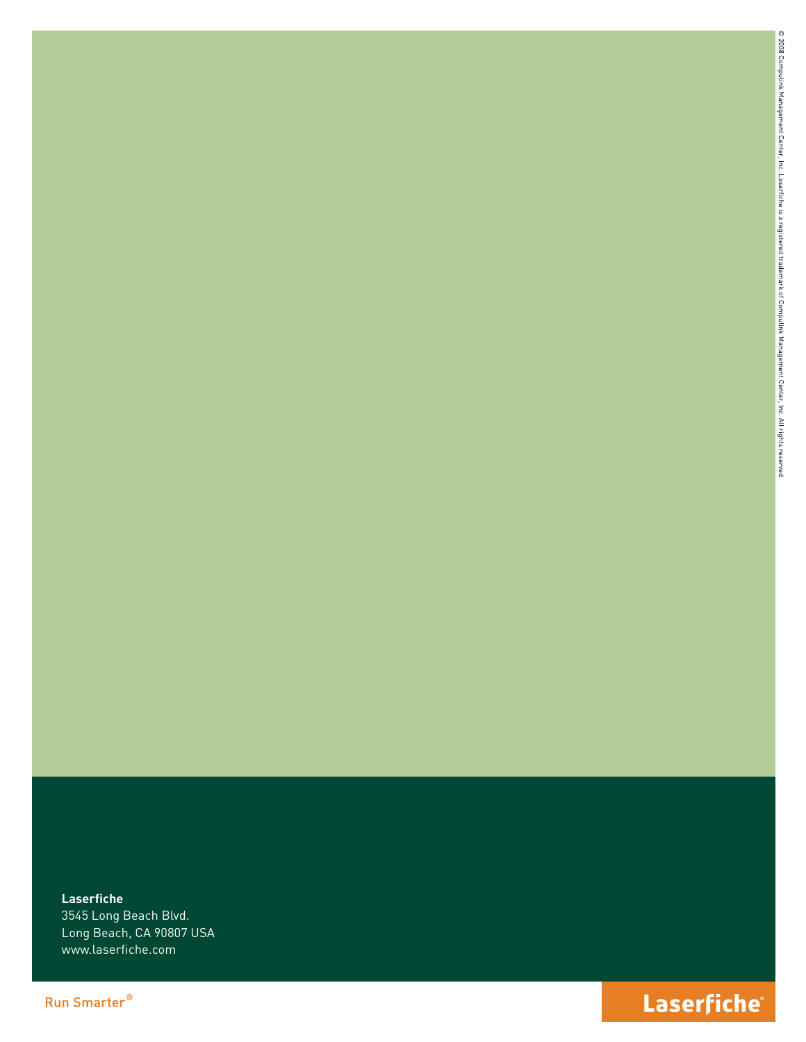**Laserfiche**
3545 Long Beach Blvd.
Long Beach, CA 90807 USA
www.laserfiche.com

Run Smarter®

Laserfiche®

© 2008 Compulink Management Center, Inc. Laserfiche is a registered trademark of Compulink Management Center, Inc. All rights reserved.